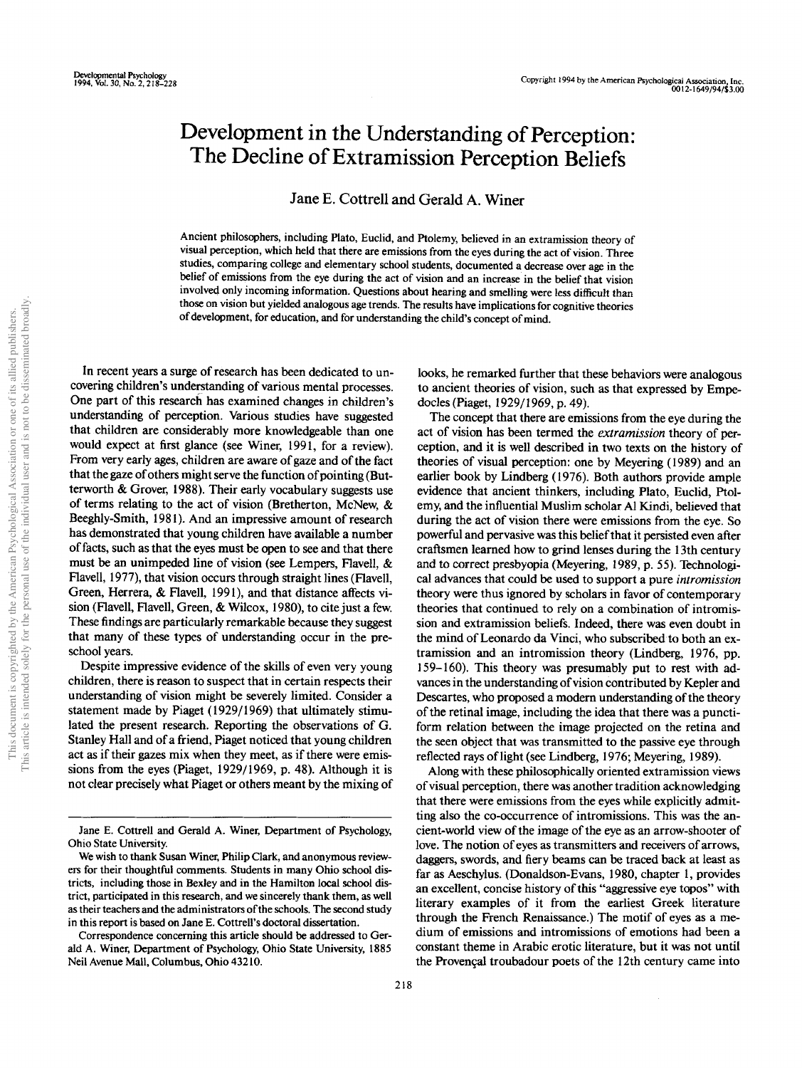# Development in the Understanding of Perception: The Decline of Extramission Perception Beliefs

Jane E. Cottrell and Gerald A. Winer

Ancient philosophers, including Plato, Euclid, and Ptolemy, believed in an extramission theory of visual perception, which held that there are emissions from the eyes during the act of vision. Three studies, comparing college and elementary school students, documented a decrease over age in the belief of emissions from the eye during the act of vision and an increase in the belief that vision involved only incoming information. Questions about hearing and smelling were less difficult than those on vision but yielded analogous age trends. The results have implications for cognitive theories of development, for education, and for understanding the child's concept of mind.

In recent years a surge of research has been dedicated to uncovering children's understanding of various mental processes. One part of this research has examined changes in children's understanding of perception. Various studies have suggested that children are considerably more knowledgeable than one would expect at first glance (see Winer, 1991, for a review). From very early ages, children are aware of gaze and of the fact that the gaze of others might serve the function of pointing (Butterworth & Grover, 1988). Their early vocabulary suggests use of terms relating to the act of vision (Bretherton, McNew, & Beeghly-Smith, 1981). And an impressive amount of research has demonstrated that young children have available a number of facts, such as that the eyes must be open to see and that there must be an unimpeded line of vision (see Lempers, Flavell, & Flavell, 1977), that vision occurs through straight lines (Flavell, Green, Herrera, & Flavell, 1991), and that distance affects vision (Flavell, Flavell, Green, & Wilcox, 1980), to cite just a few. These findings are particularly remarkable because they suggest that many of these types of understanding occur in the preschool years.

Despite impressive evidence of the skills of even very young children, there is reason to suspect that in certain respects their understanding of vision might be severely limited. Consider a statement made by Piaget (1929/1969) that ultimately stimulated the present research. Reporting the observations of G. Stanley Hall and of a friend, Piaget noticed that young children act as if their gazes mix when they meet, as if there were emissions from the eyes (Piaget, 1929/1969, p. 48). Although it is not clear precisely what Piaget or others meant by the mixing of looks, he remarked further that these behaviors were analogous to ancient theories of vision, such as that expressed by Empedocles (Piaget, 1929/1969, p. 49).

The concept that there are emissions from the eye during the act of vision has been termed the *extramission* theory of perception, and it is well described in two texts on the history of theories of visual perception: one by Meyering (1989) and an earlier book by Lindberg (1976). Both authors provide ample evidence that ancient thinkers, including Plato, Euclid, Ptolemy, and the influential Muslim scholar Al Kindi, believed that during the act of vision there were emissions from the eye. So powerful and pervasive was this belief that it persisted even after craftsmen learned how to grind lenses during the 13th century and to correct presbyopia (Meyering, 1989, p. 55). Technological advances that could be used to support a pure *intromission* theory were thus ignored by scholars in favor of contemporary theories that continued to rely on a combination of intromission and extramission beliefs. Indeed, there was even doubt in the mind of Leonardo da Vinci, who subscribed to both an extramission and an intromission theory (Lindberg, 1976, pp. 159–160). This theory was presumably put to rest with advances in the understanding of vision contributed by Kepler and Descartes, who proposed a modern understanding of the theory of the retinal image, including the idea that there was a punctiform relation between the image projected on the retina and the seen object that was transmitted to the passive eye through reflected rays of light (see Lindberg, 1976; Meyering, 1989).

Along with these philosophically oriented extramission views of visual perception, there was another tradition acknowledging that there were emissions from the eyes while explicitly admitting also the co-occurrence of intromissions. This was the ancient-world view of the image of the eye as an arrow-shooter of love. The notion of eyes as transmitters and receivers of arrows, daggers, swords, and fiery beams can be traced back at least as far as Aeschylus. (Donaldson-Evans, 1980, chapter 1, provides an excellent, concise history of this "aggressive eye topos" with literary examples of it from the earliest Greek literature through the French Renaissance.) The motif of eyes as a medium of emissions and intromissions of emotions had been a constant theme in Arabic erotic literature, but it was not until the Provençal troubadour poets of the 12th century came into

---

Jane E. Cottrell and Gerald A. Winer, Department of Psychology, Ohio State University.

We wish to thank Susan Winer, Philip Clark, and anonymous reviewers for their thoughtful comments. Students in many Ohio school districts, including those in Bexley and in the Hamilton local school district, participated in this research, and we sincerely thank them, as well as their teachers and the administrators of the schools. The second study in this report is based on Jane E. Cottrell's doctoral dissertation.

Correspondence concerning this article should be addressed to Gerald A. Winer, Department of Psychology, Ohio State University, 1885 Neil Avenue Mall, Columbus, Ohio 43210.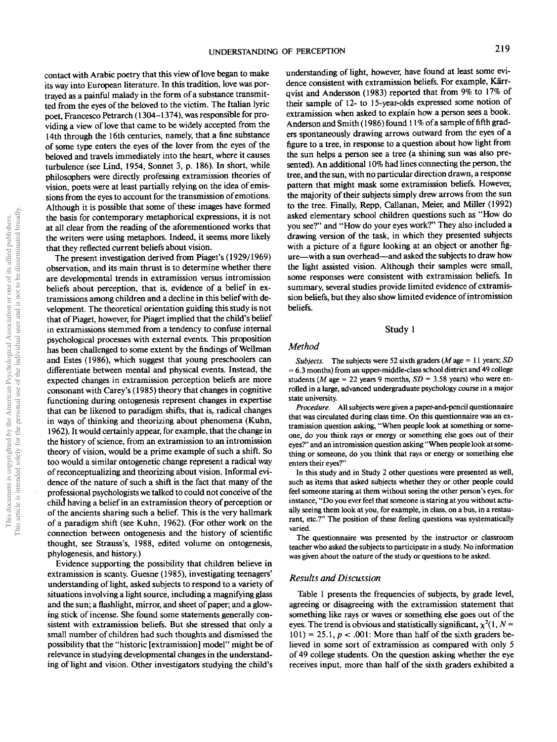contact with Arabic poetry that this view of love began to make its way into European literature. In this tradition, love was portrayed as a painful malady in the form of a substance transmitted from the eyes of the beloved to the victim. The Italian lyric poet, Francesco Petrarch (1304–1374), was responsible for providing a view of love that came to be widely accepted from the 14th through the 16th centuries, namely, that a fine substance of some type enters the eyes of the lover from the eyes of the beloved and travels immediately into the heart, where it causes turbulence (see Lind, 1954, Sonnet 3, p. 186). In short, while philosophers were directly professing extramission theories of vision, poets were at least partially relying on the idea of emissions from the eyes to account for the transmission of emotions. Although it is possible that some of these images have formed the basis for contemporary metaphorical expressions, it is not at all clear from the reading of the aforementioned works that the writers were using metaphors. Indeed, it seems more likely that they reflected current beliefs about vision.

The present investigation derived from Piaget's (1929/1969) observation, and its main thrust is to determine whether there are developmental trends in extramission versus intromission beliefs about perception, that is, evidence of a belief in extramissions among children and a decline in this belief with development. The theoretical orientation guiding this study is not that of Piaget, however, for Piaget implied that the child's belief in extramissions stemmed from a tendency to confuse internal psychological processes with external events. This proposition has been challenged to some extent by the findings of Wellman and Estes (1986), which suggest that young preschoolers can differentiate between mental and physical events. Instead, the expected changes in extramission perception beliefs are more consonant with Carey's (1985) theory that changes in cognitive functioning during ontogenesis represent changes in expertise that can be likened to paradigm shifts, that is, radical changes in ways of thinking and theorizing about phenomena (Kuhn, 1962). It would certainly appear, for example, that the change in the history of science, from an extramission to an intromission theory of vision, would be a prime example of such a shift. So too would a similar ontogenetic change represent a radical way of reconceptualizing and theorizing about vision. Informal evidence of the nature of such a shift is the fact that many of the professional psychologists we talked to could not conceive of the child having a belief in an extramission theory of perception or of the ancients sharing such a belief. This is the very hallmark of a paradigm shift (see Kuhn, 1962). (For other work on the connection between ontogenesis and the history of scientific thought, see Strauss's, 1988, edited volume on ontogenesis, phylogenesis, and history.)

Evidence supporting the possibility that children believe in extramission is scanty. Guesne (1985), investigating teenagers' understanding of light, asked subjects to respond to a variety of situations involving a light source, including a magnifying glass and the sun; a flashlight, mirror, and sheet of paper; and a glowing stick of incense. She found some statements generally consistent with extramission beliefs. But she stressed that only a small number of children had such thoughts and dismissed the possibility that the "historic [extramission] model" might be of relevance in studying developmental changes in the understanding of light and vision. Other investigators studying the child's understanding of light, however, have found at least some evidence consistent with extramission beliefs. For example, Kärrqvist and Andersson (1983) reported that from 9% to 17% of their sample of 12- to 15-year-olds expressed some notion of extramission when asked to explain how a person sees a book. Anderson and Smith (1986) found 11% of a sample of fifth graders spontaneously drawing arrows outward from the eyes of a figure to a tree, in response to a question about how light from the sun helps a person see a tree (a shining sun was also presented). An additional 10% had lines connecting the person, the tree, and the sun, with no particular direction drawn, a response pattern that might mask some extramission beliefs. However, the majority of their subjects simply drew arrows from the sun to the tree. Finally, Repp, Callanan, Meier, and Miller (1992) asked elementary school children questions such as "How do you see?" and "How do your eyes work?" They also included a drawing version of the task, in which they presented subjects with a picture of a figure looking at an object or another figure—with a sun overhead—and asked the subjects to draw how the light assisted vision. Although their samples were small, some responses were consistent with extramission beliefs. In summary, several studies provide limited evidence of extramission beliefs, but they also show limited evidence of intromission beliefs.

## Study 1

### Method

*Subjects.* The subjects were 52 sixth graders ($M$ age = 11 years; $SD$ = 6.3 months) from an upper-middle-class school district and 49 college students ($M$ age = 22 years 9 months, $SD$ = 3.58 years) who were enrolled in a large, advanced undergraduate psychology course in a major state university.

*Procedure.* All subjects were given a paper-and-pencil questionnaire that was circulated during class time. On this questionnaire was an extramission question asking, "When people look at something or someone, do you think rays or energy or something else goes out of their eyes?" and an intromission question asking "When people look at something or someone, do you think that rays or energy or something else enters their eyes?"

In this study and in Study 2 other questions were presented as well, such as items that asked subjects whether they or other people could feel someone staring at them without seeing the other person's eyes, for instance, "Do you ever feel that someone is staring at you without actually seeing them look at you, for example, in class, on a bus, in a restaurant, etc.?" The position of these feeling questions was systematically varied.

The questionnaire was presented by the instructor or classroom teacher who asked the subjects to participate in a study. No information was given about the nature of the study or questions to be asked.

### Results and Discussion

Table 1 presents the frequencies of subjects, by grade level, agreeing or disagreeing with the extramission statement that something like rays or waves or something else goes out of the eyes. The trend is obvious and statistically significant, $\chi^2(1, N = 101) = 25.1$, $p < .001$: More than half of the sixth graders believed in some sort of extramission as compared with only 5 of 49 college students. On the question asking whether the eye receives input, more than half of the sixth graders exhibited a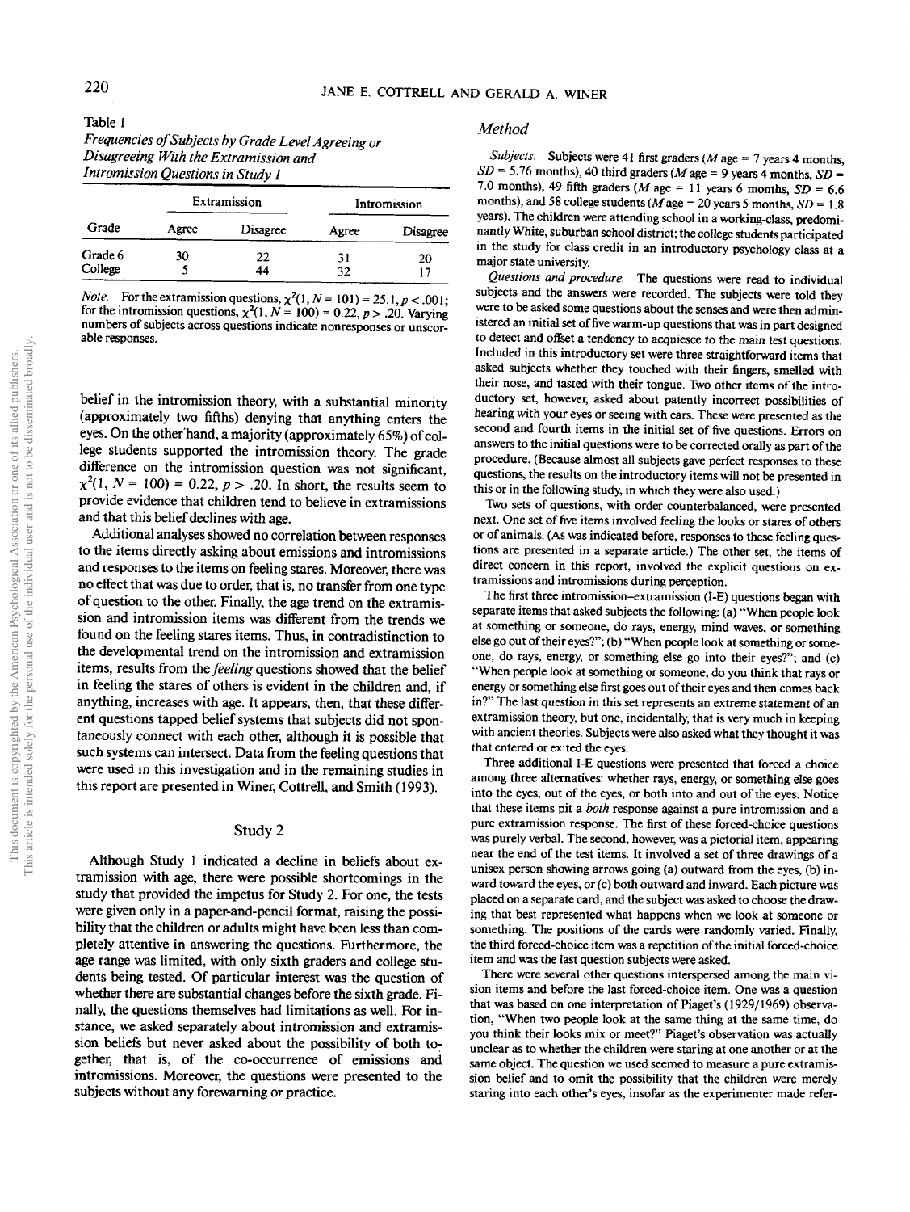Table 1
*Frequencies of Subjects by Grade Level Agreeing or Disagreeing With the Extramission and Intromission Questions in Study 1*

| Grade | Extramission | | Intromission | |
|---|---|---|---|---|
| | Agree | Disagree | Agree | Disagree |
| Grade 6 | 30 | 22 | 31 | 20 |
| College | 5 | 44 | 32 | 17 |

*Note.* For the extramission questions, $\chi^2(1, N = 101) = 25.1, p < .001$; for the intromission questions, $\chi^2(1, N = 100) = 0.22, p > .20$. Varying numbers of subjects across questions indicate nonresponses or unscorable responses.

belief in the intromission theory, with a substantial minority (approximately two fifths) denying that anything enters the eyes. On the other hand, a majority (approximately 65%) of college students supported the intromission theory. The grade difference on the intromission question was not significant, $\chi^2(1, N = 100) = 0.22, p > .20$. In short, the results seem to provide evidence that children tend to believe in extramissions and that this belief declines with age.

Additional analyses showed no correlation between responses to the items directly asking about emissions and intromissions and responses to the items on feeling stares. Moreover, there was no effect that was due to order, that is, no transfer from one type of question to the other. Finally, the age trend on the extramission and intromission items was different from the trends we found on the feeling stares items. Thus, in contradistinction to the developmental trend on the intromission and extramission items, results from the *feeling* questions showed that the belief in feeling the stares of others is evident in the children and, if anything, increases with age. It appears, then, that these different questions tapped belief systems that subjects did not spontaneously connect with each other, although it is possible that such systems can intersect. Data from the feeling questions that were used in this investigation and in the remaining studies in this report are presented in Winer, Cottrell, and Smith (1993).

## Study 2

Although Study 1 indicated a decline in beliefs about extramission with age, there were possible shortcomings in the study that provided the impetus for Study 2. For one, the tests were given only in a paper-and-pencil format, raising the possibility that the children or adults might have been less than completely attentive in answering the questions. Furthermore, the age range was limited, with only sixth graders and college students being tested. Of particular interest was the question of whether there are substantial changes before the sixth grade. Finally, the questions themselves had limitations as well. For instance, we asked separately about intromission and extramission beliefs but never asked about the possibility of both together, that is, of the co-occurrence of emissions and intromissions. Moreover, the questions were presented to the subjects without any forewarning or practice.

### Method

*Subjects.* Subjects were 41 first graders (*M* age = 7 years 4 months, *SD* = 5.76 months), 40 third graders (*M* age = 9 years 4 months, *SD* = 7.0 months), 49 fifth graders (*M* age = 11 years 6 months, *SD* = 6.6 months), and 58 college students (*M* age = 20 years 5 months, *SD* = 1.8 years). The children were attending school in a working-class, predominantly White, suburban school district; the college students participated in the study for class credit in an introductory psychology class at a major state university.

*Questions and procedure.* The questions were read to individual subjects and the answers were recorded. The subjects were told they were to be asked some questions about the senses and were then administered an initial set of five warm-up questions that was in part designed to detect and offset a tendency to acquiesce to the main test questions. Included in this introductory set were three straightforward items that asked subjects whether they touched with their fingers, smelled with their nose, and tasted with their tongue. Two other items of the introductory set, however, asked about patently incorrect possibilities of hearing with your eyes or seeing with ears. These were presented as the second and fourth items in the initial set of five questions. Errors on answers to the initial questions were to be corrected orally as part of the procedure. (Because almost all subjects gave perfect responses to these questions, the results on the introductory items will not be presented in this or in the following study, in which they were also used.)

Two sets of questions, with order counterbalanced, were presented next. One set of five items involved feeling the looks or stares of others or of animals. (As was indicated before, responses to these feeling questions are presented in a separate article.) The other set, the items of direct concern in this report, involved the explicit questions on extramissions and intromissions during perception.

The first three intromission–extramission (I-E) questions began with separate items that asked subjects the following: (a) "When people look at something or someone, do rays, energy, mind waves, or something else go out of their eyes?"; (b) "When people look at something or someone, do rays, energy, or something else go into their eyes?"; and (c) "When people look at something or someone, do you think that rays or energy or something else first goes out of their eyes and then comes back in?" The last question in this set represents an extreme statement of an extramission theory, but one, incidentally, that is very much in keeping with ancient theories. Subjects were also asked what they thought it was that entered or exited the eyes.

Three additional I-E questions were presented that forced a choice among three alternatives: whether rays, energy, or something else goes into the eyes, out of the eyes, or both into and out of the eyes. Notice that these items pit a *both* response against a pure intromission and a pure extramission response. The first of these forced-choice questions was purely verbal. The second, however, was a pictorial item, appearing near the end of the test items. It involved a set of three drawings of a unisex person showing arrows going (a) outward from the eyes, (b) inward toward the eyes, or (c) both outward and inward. Each picture was placed on a separate card, and the subject was asked to choose the drawing that best represented what happens when we look at someone or something. The positions of the cards were randomly varied. Finally, the third forced-choice item was a repetition of the initial forced-choice item and was the last question subjects were asked.

There were several other questions interspersed among the main vision items and before the last forced-choice item. One was a question that was based on one interpretation of Piaget's (1929/1969) observation, "When two people look at the same thing at the same time, do you think their looks mix or meet?" Piaget's observation was actually unclear as to whether the children were staring at one another or at the same object. The question we used seemed to measure a pure extramission belief and to omit the possibility that the children were merely staring into each other's eyes, insofar as the experimenter made refer-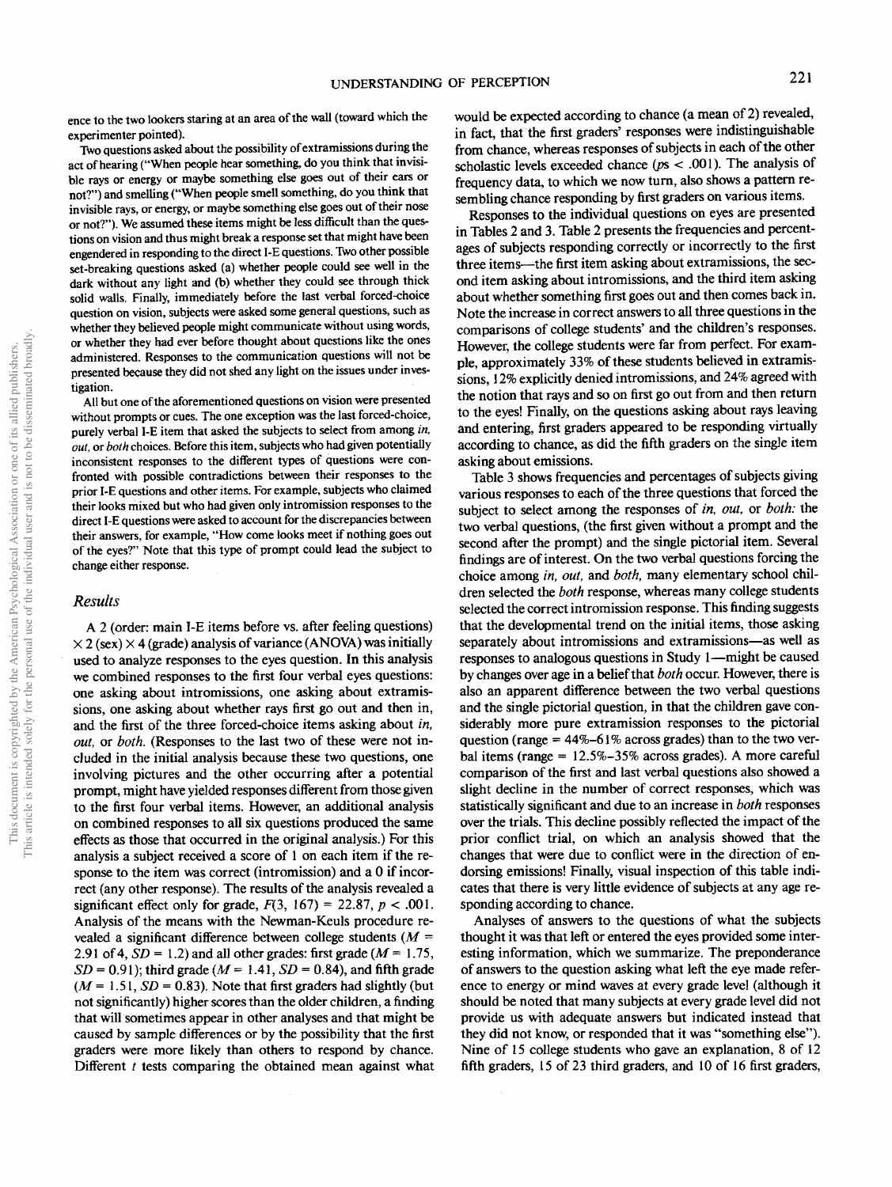ence to the two lookers staring at an area of the wall (toward which the experimenter pointed).

Two questions asked about the possibility of extramissions during the act of hearing ("When people hear something, do you think that invisible rays or energy or maybe something else goes out of their ears or not?") and smelling ("When people smell something, do you think that invisible rays, or energy, or maybe something else goes out of their nose or not?"). We assumed these items might be less difficult than the questions on vision and thus might break a response set that might have been engendered in responding to the direct I-E questions. Two other possible set-breaking questions asked (a) whether people could see well in the dark without any light and (b) whether they could see through thick solid walls. Finally, immediately before the last verbal forced-choice question on vision, subjects were asked some general questions, such as whether they believed people might communicate without using words, or whether they had ever before thought about questions like the ones administered. Responses to the communication questions will not be presented because they did not shed any light on the issues under investigation.

All but one of the aforementioned questions on vision were presented without prompts or cues. The one exception was the last forced-choice, purely verbal I-E item that asked the subjects to select from among *in*, *out*, or *both* choices. Before this item, subjects who had given potentially inconsistent responses to the different types of questions were confronted with possible contradictions between their responses to the prior I-E questions and other items. For example, subjects who claimed their looks mixed but who had given only intromission responses to the direct I-E questions were asked to account for the discrepancies between their answers, for example, "How come looks meet if nothing goes out of the eyes?" Note that this type of prompt could lead the subject to change either response.

### Results

A 2 (order: main I-E items before vs. after feeling questions) × 2 (sex) × 4 (grade) analysis of variance (ANOVA) was initially used to analyze responses to the eyes question. In this analysis we combined responses to the first four verbal eyes questions: one asking about intromissions, one asking about extramissions, one asking about whether rays first go out and then in, and the first of the three forced-choice items asking about *in*, *out*, or *both*. (Responses to the last two of these were not included in the initial analysis because these two questions, one involving pictures and the other occurring after a potential prompt, might have yielded responses different from those given to the first four verbal items. However, an additional analysis on combined responses to all six questions produced the same effects as those that occurred in the original analysis.) For this analysis a subject received a score of 1 on each item if the response to the item was correct (intromission) and a 0 if incorrect (any other response). The results of the analysis revealed a significant effect only for grade, $F(3, 167) = 22.87$, $p < .001$. Analysis of the means with the Newman-Keuls procedure revealed a significant difference between college students ($M = 2.91$ of 4, $SD = 1.2$) and all other grades: first grade ($M = 1.75$, $SD = 0.91$); third grade ($M = 1.41$, $SD = 0.84$), and fifth grade ($M = 1.51$, $SD = 0.83$). Note that first graders had slightly (but not significantly) higher scores than the older children, a finding that will sometimes appear in other analyses and that might be caused by sample differences or by the possibility that the first graders were more likely than others to respond by chance. Different $t$ tests comparing the obtained mean against what would be expected according to chance (a mean of 2) revealed, in fact, that the first graders' responses were indistinguishable from chance, whereas responses of subjects in each of the other scholastic levels exceeded chance ($ps < .001$). The analysis of frequency data, to which we now turn, also shows a pattern resembling chance responding by first graders on various items.

Responses to the individual questions on eyes are presented in Tables 2 and 3. Table 2 presents the frequencies and percentages of subjects responding correctly or incorrectly to the first three items—the first item asking about extramissions, the second item asking about intromissions, and the third item asking about whether something first goes out and then comes back in. Note the increase in correct answers to all three questions in the comparisons of college students' and the children's responses. However, the college students were far from perfect. For example, approximately 33% of these students believed in extramissions, 12% explicitly denied intromissions, and 24% agreed with the notion that rays and so on first go out from and then return to the eyes! Finally, on the questions asking about rays leaving and entering, first graders appeared to be responding virtually according to chance, as did the fifth graders on the single item asking about emissions.

Table 3 shows frequencies and percentages of subjects giving various responses to each of the three questions that forced the subject to select among the responses of *in*, *out*, or *both*: the two verbal questions, (the first given without a prompt and the second after the prompt) and the single pictorial item. Several findings are of interest. On the two verbal questions forcing the choice among *in*, *out*, and *both*, many elementary school children selected the *both* response, whereas many college students selected the correct intromission response. This finding suggests that the developmental trend on the initial items, those asking separately about intromissions and extramissions—as well as responses to analogous questions in Study 1—might be caused by changes over age in a belief that *both* occur. However, there is also an apparent difference between the two verbal questions and the single pictorial question, in that the children gave considerably more pure extramission responses to the pictorial question (range = 44%–61% across grades) than to the two verbal items (range = 12.5%–35% across grades). A more careful comparison of the first and last verbal questions also showed a slight decline in the number of correct responses, which was statistically significant and due to an increase in *both* responses over the trials. This decline possibly reflected the impact of the prior conflict trial, on which an analysis showed that the changes that were due to conflict were in the direction of endorsing emissions! Finally, visual inspection of this table indicates that there is very little evidence of subjects at any age responding according to chance.

Analyses of answers to the questions of what the subjects thought it was that left or entered the eyes provided some interesting information, which we summarize. The preponderance of answers to the question asking what left the eye made reference to energy or mind waves at every grade level (although it should be noted that many subjects at every grade level did not provide us with adequate answers but indicated instead that they did not know, or responded that it was "something else"). Nine of 15 college students who gave an explanation, 8 of 12 fifth graders, 15 of 23 third graders, and 10 of 16 first graders,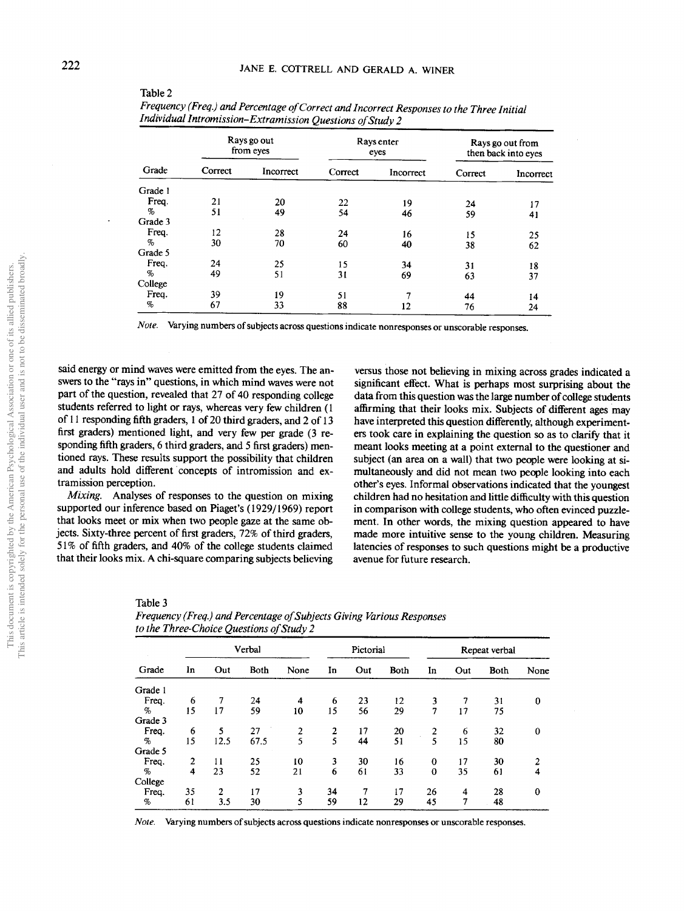Table 2

*Frequency (Freq.) and Percentage of Correct and Incorrect Responses to the Three Initial Individual Intromission–Extramission Questions of Study 2*

| Grade | Rays go out from eyes | | Rays enter eyes | | Rays go out from then back into eyes | |
|---|---|---|---|---|---|---|
| | Correct | Incorrect | Correct | Incorrect | Correct | Incorrect |
| Grade 1 | | | | | | |
| Freq. | 21 | 20 | 22 | 19 | 24 | 17 |
| % | 51 | 49 | 54 | 46 | 59 | 41 |
| Grade 3 | | | | | | |
| Freq. | 12 | 28 | 24 | 16 | 15 | 25 |
| % | 30 | 70 | 60 | 40 | 38 | 62 |
| Grade 5 | | | | | | |
| Freq. | 24 | 25 | 15 | 34 | 31 | 18 |
| % | 49 | 51 | 31 | 69 | 63 | 37 |
| College | | | | | | |
| Freq. | 39 | 19 | 51 | 7 | 44 | 14 |
| % | 67 | 33 | 88 | 12 | 76 | 24 |

*Note.* Varying numbers of subjects across questions indicate nonresponses or unscorable responses.

said energy or mind waves were emitted from the eyes. The answers to the "rays in" questions, in which mind waves were not part of the question, revealed that 27 of 40 responding college students referred to light or rays, whereas very few children (1 of 11 responding fifth graders, 1 of 20 third graders, and 2 of 13 first graders) mentioned light, and very few per grade (3 responding fifth graders, 6 third graders, and 5 first graders) mentioned rays. These results support the possibility that children and adults hold different concepts of intromission and extramission perception.

*Mixing.* Analyses of responses to the question on mixing supported our inference based on Piaget's (1929/1969) report that looks meet or mix when two people gaze at the same objects. Sixty-three percent of first graders, 72% of third graders, 51% of fifth graders, and 40% of the college students claimed that their looks mix. A chi-square comparing subjects believing versus those not believing in mixing across grades indicated a significant effect. What is perhaps most surprising about the data from this question was the large number of college students affirming that their looks mix. Subjects of different ages may have interpreted this question differently, although experimenters took care in explaining the question so as to clarify that it meant looks meeting at a point external to the questioner and subject (an area on a wall) that two people were looking at simultaneously and did not mean two people looking into each other's eyes. Informal observations indicated that the youngest children had no hesitation and little difficulty with this question in comparison with college students, who often evinced puzzlement. In other words, the mixing question appeared to have made more intuitive sense to the young children. Measuring latencies of responses to such questions might be a productive avenue for future research.

Table 3

*Frequency (Freq.) and Percentage of Subjects Giving Various Responses to the Three-Choice Questions of Study 2*

| Grade | Verbal | | | | Pictorial | | | Repeat verbal | | | |
|---|---|---|---|---|---|---|---|---|---|---|---|
| | In | Out | Both | None | In | Out | Both | In | Out | Both | None |
| Grade 1 | | | | | | | | | | | |
| Freq. | 6 | 7 | 24 | 4 | 6 | 23 | 12 | 3 | 7 | 31 | 0 |
| % | 15 | 17 | 59 | 10 | 15 | 56 | 29 | 7 | 17 | 75 | |
| Grade 3 | | | | | | | | | | | |
| Freq. | 6 | 5 | 27 | 2 | 2 | 17 | 20 | 2 | 6 | 32 | 0 |
| % | 15 | 12.5 | 67.5 | 5 | 5 | 44 | 51 | 5 | 15 | 80 | |
| Grade 5 | | | | | | | | | | | |
| Freq. | 2 | 11 | 25 | 10 | 3 | 30 | 16 | 0 | 17 | 30 | 2 |
| % | 4 | 23 | 52 | 21 | 6 | 61 | 33 | 0 | 35 | 61 | 4 |
| College | | | | | | | | | | | |
| Freq. | 35 | 2 | 17 | 3 | 34 | 7 | 17 | 26 | 4 | 28 | 0 |
| % | 61 | 3.5 | 30 | 5 | 59 | 12 | 29 | 45 | 7 | 48 | |

*Note.* Varying numbers of subjects across questions indicate nonresponses or unscorable responses.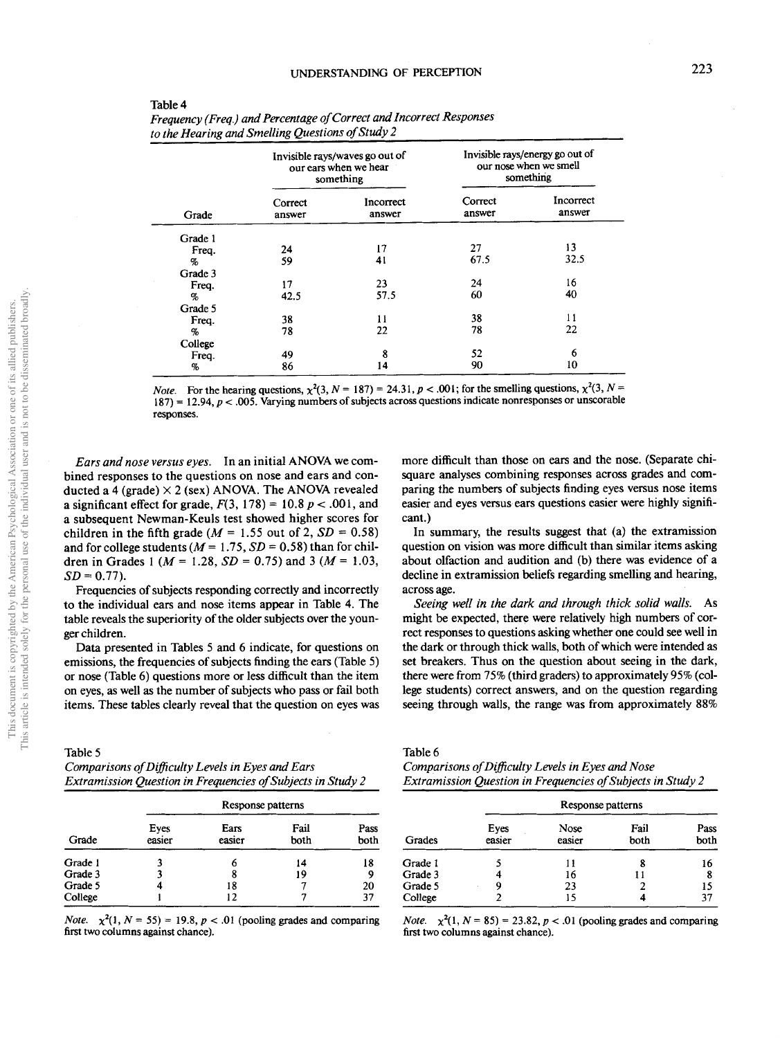Table 4
*Frequency (Freq.) and Percentage of Correct and Incorrect Responses to the Hearing and Smelling Questions of Study 2*

| | Invisible rays/waves go out of our ears when we hear something | | Invisible rays/energy go out of our nose when we smell something | |
|---|---|---|---|---|
| Grade | Correct answer | Incorrect answer | Correct answer | Incorrect answer |
| Grade 1 | | | | |
| Freq. | 24 | 17 | 27 | 13 |
| % | 59 | 41 | 67.5 | 32.5 |
| Grade 3 | | | | |
| Freq. | 17 | 23 | 24 | 16 |
| % | 42.5 | 57.5 | 60 | 40 |
| Grade 5 | | | | |
| Freq. | 38 | 11 | 38 | 11 |
| % | 78 | 22 | 78 | 22 |
| College | | | | |
| Freq. | 49 | 8 | 52 | 6 |
| % | 86 | 14 | 90 | 10 |

*Note.* For the hearing questions, $\chi^2(3, N = 187) = 24.31, p < .001$; for the smelling questions, $\chi^2(3, N = 187) = 12.94, p < .005$. Varying numbers of subjects across questions indicate nonresponses or unscorable responses.

*Ears and nose versus eyes.* In an initial ANOVA we combined responses to the questions on nose and ears and conducted a 4 (grade) × 2 (sex) ANOVA. The ANOVA revealed a significant effect for grade, $F(3, 178) = 10.8$ $p < .001$, and a subsequent Newman-Keuls test showed higher scores for children in the fifth grade ($M = 1.55$ out of 2, $SD = 0.58$) and for college students ($M = 1.75$, $SD = 0.58$) than for children in Grades 1 ($M = 1.28$, $SD = 0.75$) and 3 ($M = 1.03$, $SD = 0.77$).

Frequencies of subjects responding correctly and incorrectly to the individual ears and nose items appear in Table 4. The table reveals the superiority of the older subjects over the younger children.

Data presented in Tables 5 and 6 indicate, for questions on emissions, the frequencies of subjects finding the ears (Table 5) or nose (Table 6) questions more or less difficult than the item on eyes, as well as the number of subjects who pass or fail both items. These tables clearly reveal that the question on eyes was more difficult than those on ears and the nose. (Separate chi-square analyses combining responses across grades and comparing the numbers of subjects finding eyes versus nose items easier and eyes versus ears questions easier were highly significant.)

In summary, the results suggest that (a) the extramission question on vision was more difficult than similar items asking about olfaction and audition and (b) there was evidence of a decline in extramission beliefs regarding smelling and hearing, across age.

*Seeing well in the dark and through thick solid walls.* As might be expected, there were relatively high numbers of correct responses to questions asking whether one could see well in the dark or through thick walls, both of which were intended as set breakers. Thus on the question about seeing in the dark, there were from 75% (third graders) to approximately 95% (college students) correct answers, and on the question regarding seeing through walls, the range was from approximately 88%

Table 5
*Comparisons of Difficulty Levels in Eyes and Ears Extramission Question in Frequencies of Subjects in Study 2*

| | Response patterns | | | |
|---|---|---|---|---|
| Grade | Eyes easier | Ears easier | Fail both | Pass both |
| Grade 1 | 3 | 6 | 14 | 18 |
| Grade 3 | 3 | 8 | 19 | 9 |
| Grade 5 | 4 | 18 | 7 | 20 |
| College | 1 | 12 | 7 | 37 |

*Note.* $\chi^2(1, N = 55) = 19.8, p < .01$ (pooling grades and comparing first two columns against chance).

Table 6
*Comparisons of Difficulty Levels in Eyes and Nose Extramission Question in Frequencies of Subjects in Study 2*

| | Response patterns | | | |
|---|---|---|---|---|
| Grades | Eyes easier | Nose easier | Fail both | Pass both |
| Grade 1 | 5 | 11 | 8 | 16 |
| Grade 3 | 4 | 16 | 11 | 8 |
| Grade 5 | 9 | 23 | 2 | 15 |
| College | 2 | 15 | 4 | 37 |

*Note.* $\chi^2(1, N = 85) = 23.82, p < .01$ (pooling grades and comparing first two columns against chance).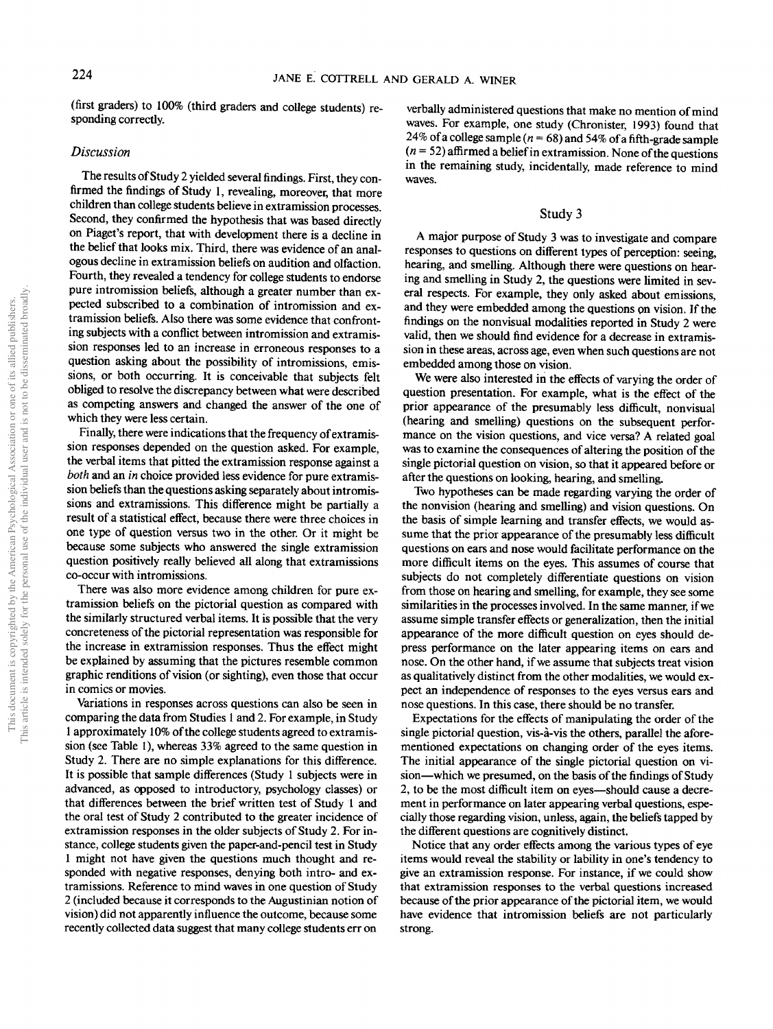(first graders) to 100% (third graders and college students) responding correctly.

### Discussion

The results of Study 2 yielded several findings. First, they confirmed the findings of Study 1, revealing, moreover, that more children than college students believe in extramission processes. Second, they confirmed the hypothesis that was based directly on Piaget's report, that with development there is a decline in the belief that looks mix. Third, there was evidence of an analogous decline in extramission beliefs on audition and olfaction. Fourth, they revealed a tendency for college students to endorse pure intromission beliefs, although a greater number than expected subscribed to a combination of intromission and extramission beliefs. Also there was some evidence that confronting subjects with a conflict between intromission and extramission responses led to an increase in erroneous responses to a question asking about the possibility of intromissions, emissions, or both occurring. It is conceivable that subjects felt obliged to resolve the discrepancy between what were described as competing answers and changed the answer of the one of which they were less certain.

Finally, there were indications that the frequency of extramission responses depended on the question asked. For example, the verbal items that pitted the extramission response against a *both* and an *in* choice provided less evidence for pure extramission beliefs than the questions asking separately about intromissions and extramissions. This difference might be partially a result of a statistical effect, because there were three choices in one type of question versus two in the other. Or it might be because some subjects who answered the single extramission question positively really believed all along that extramissions co-occur with intromissions.

There was also more evidence among children for pure extramission beliefs on the pictorial question as compared with the similarly structured verbal items. It is possible that the very concreteness of the pictorial representation was responsible for the increase in extramission responses. Thus the effect might be explained by assuming that the pictures resemble common graphic renditions of vision (or sighting), even those that occur in comics or movies.

Variations in responses across questions can also be seen in comparing the data from Studies 1 and 2. For example, in Study 1 approximately 10% of the college students agreed to extramission (see Table 1), whereas 33% agreed to the same question in Study 2. There are no simple explanations for this difference. It is possible that sample differences (Study 1 subjects were in advanced, as opposed to introductory, psychology classes) or that differences between the brief written test of Study 1 and the oral test of Study 2 contributed to the greater incidence of extramission responses in the older subjects of Study 2. For instance, college students given the paper-and-pencil test in Study 1 might not have given the questions much thought and responded with negative responses, denying both intro- and extramissions. Reference to mind waves in one question of Study 2 (included because it corresponds to the Augustinian notion of vision) did not apparently influence the outcome, because some recently collected data suggest that many college students err on verbally administered questions that make no mention of mind waves. For example, one study (Chronister, 1993) found that 24% of a college sample ($n = 68$) and 54% of a fifth-grade sample ($n = 52$) affirmed a belief in extramission. None of the questions in the remaining study, incidentally, made reference to mind waves.

## Study 3

A major purpose of Study 3 was to investigate and compare responses to questions on different types of perception: seeing, hearing, and smelling. Although there were questions on hearing and smelling in Study 2, the questions were limited in several respects. For example, they only asked about emissions, and they were embedded among the questions on vision. If the findings on the nonvisual modalities reported in Study 2 were valid, then we should find evidence for a decrease in extramission in these areas, across age, even when such questions are not embedded among those on vision.

We were also interested in the effects of varying the order of question presentation. For example, what is the effect of the prior appearance of the presumably less difficult, nonvisual (hearing and smelling) questions on the subsequent performance on the vision questions, and vice versa? A related goal was to examine the consequences of altering the position of the single pictorial question on vision, so that it appeared before or after the questions on looking, hearing, and smelling.

Two hypotheses can be made regarding varying the order of the nonvision (hearing and smelling) and vision questions. On the basis of simple learning and transfer effects, we would assume that the prior appearance of the presumably less difficult questions on ears and nose would facilitate performance on the more difficult items on the eyes. This assumes of course that subjects do not completely differentiate questions on vision from those on hearing and smelling, for example, they see some similarities in the processes involved. In the same manner, if we assume simple transfer effects or generalization, then the initial appearance of the more difficult question on eyes should depress performance on the later appearing items on ears and nose. On the other hand, if we assume that subjects treat vision as qualitatively distinct from the other modalities, we would expect an independence of responses to the eyes versus ears and nose questions. In this case, there should be no transfer.

Expectations for the effects of manipulating the order of the single pictorial question, vis-à-vis the others, parallel the aforementioned expectations on changing order of the eyes items. The initial appearance of the single pictorial question on vision—which we presumed, on the basis of the findings of Study 2, to be the most difficult item on eyes—should cause a decrement in performance on later appearing verbal questions, especially those regarding vision, unless, again, the beliefs tapped by the different questions are cognitively distinct.

Notice that any order effects among the various types of eye items would reveal the stability or lability in one's tendency to give an extramission response. For instance, if we could show that extramission responses to the verbal questions increased because of the prior appearance of the pictorial item, we would have evidence that intromission beliefs are not particularly strong.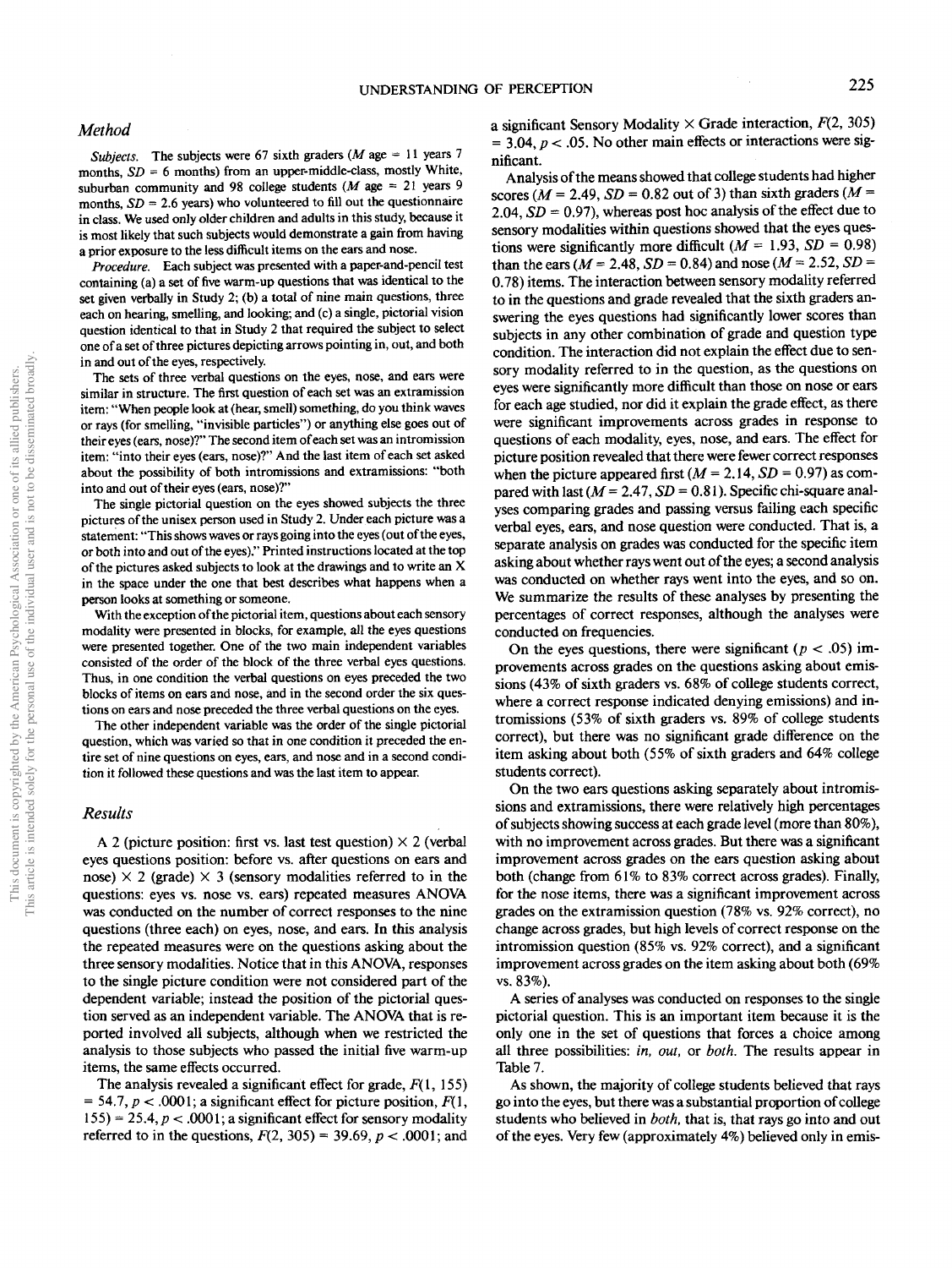### Method

*Subjects.* The subjects were 67 sixth graders (*M* age = 11 years 7 months, *SD* = 6 months) from an upper-middle-class, mostly White, suburban community and 98 college students (*M* age = 21 years 9 months, *SD* = 2.6 years) who volunteered to fill out the questionnaire in class. We used only older children and adults in this study, because it is most likely that such subjects would demonstrate a gain from having a prior exposure to the less difficult items on the ears and nose.

*Procedure.* Each subject was presented with a paper-and-pencil test containing (a) a set of five warm-up questions that was identical to the set given verbally in Study 2; (b) a total of nine main questions, three each on hearing, smelling, and looking; and (c) a single, pictorial vision question identical to that in Study 2 that required the subject to select one of a set of three pictures depicting arrows pointing in, out, and both in and out of the eyes, respectively.

The sets of three verbal questions on the eyes, nose, and ears were similar in structure. The first question of each set was an extramission item: "When people look at (hear, smell) something, do you think waves or rays (for smelling, "invisible particles") or anything else goes out of their eyes (ears, nose)?" The second item of each set was an intromission item: "into their eyes (ears, nose)?" And the last item of each set asked about the possibility of both intromissions and extramissions: "both into and out of their eyes (ears, nose)?"

The single pictorial question on the eyes showed subjects the three pictures of the unisex person used in Study 2. Under each picture was a statement: "This shows waves or rays going into the eyes (out of the eyes, or both into and out of the eyes)." Printed instructions located at the top of the pictures asked subjects to look at the drawings and to write an X in the space under the one that best describes what happens when a person looks at something or someone.

With the exception of the pictorial item, questions about each sensory modality were presented in blocks, for example, all the eyes questions were presented together. One of the two main independent variables consisted of the order of the block of the three verbal eyes questions. Thus, in one condition the verbal questions on eyes preceded the two blocks of items on ears and nose, and in the second order the six questions on ears and nose preceded the three verbal questions on the eyes.

The other independent variable was the order of the single pictorial question, which was varied so that in one condition it preceded the entire set of nine questions on eyes, ears, and nose and in a second condition it followed these questions and was the last item to appear.

### Results

A 2 (picture position: first vs. last test question) × 2 (verbal eyes questions position: before vs. after questions on ears and nose) × 2 (grade) × 3 (sensory modalities referred to in the questions: eyes vs. nose vs. ears) repeated measures ANOVA was conducted on the number of correct responses to the nine questions (three each) on eyes, nose, and ears. In this analysis the repeated measures were on the questions asking about the three sensory modalities. Notice that in this ANOVA, responses to the single picture condition were not considered part of the dependent variable; instead the position of the pictorial question served as an independent variable. The ANOVA that is reported involved all subjects, although when we restricted the analysis to those subjects who passed the initial five warm-up items, the same effects occurred.

The analysis revealed a significant effect for grade, $F(1, 155) = 54.7$, $p < .0001$; a significant effect for picture position, $F(1, 155) = 25.4$, $p < .0001$; a significant effect for sensory modality referred to in the questions, $F(2, 305) = 39.69$, $p < .0001$; and a significant Sensory Modality × Grade interaction, $F(2, 305) = 3.04$, $p < .05$. No other main effects or interactions were significant.

Analysis of the means showed that college students had higher scores ($M = 2.49$, $SD = 0.82$ out of 3) than sixth graders ($M = 2.04$, $SD = 0.97$), whereas post hoc analysis of the effect due to sensory modalities within questions showed that the eyes questions were significantly more difficult ($M = 1.93$, $SD = 0.98$) than the ears ($M = 2.48$, $SD = 0.84$) and nose ($M = 2.52$, $SD = 0.78$) items. The interaction between sensory modality referred to in the questions and grade revealed that the sixth graders answering the eyes questions had significantly lower scores than subjects in any other combination of grade and question type condition. The interaction did not explain the effect due to sensory modality referred to in the question, as the questions on eyes were significantly more difficult than those on nose or ears for each age studied, nor did it explain the grade effect, as there were significant improvements across grades in response to questions of each modality, eyes, nose, and ears. The effect for picture position revealed that there were fewer correct responses when the picture appeared first ($M = 2.14$, $SD = 0.97$) as compared with last ($M = 2.47$, $SD = 0.81$). Specific chi-square analyses comparing grades and passing versus failing each specific verbal eyes, ears, and nose question were conducted. That is, a separate analysis on grades was conducted for the specific item asking about whether rays went out of the eyes; a second analysis was conducted on whether rays went into the eyes, and so on. We summarize the results of these analyses by presenting the percentages of correct responses, although the analyses were conducted on frequencies.

On the eyes questions, there were significant ($p < .05$) improvements across grades on the questions asking about emissions (43% of sixth graders vs. 68% of college students correct, where a correct response indicated denying emissions) and intromissions (53% of sixth graders vs. 89% of college students correct), but there was no significant grade difference on the item asking about both (55% of sixth graders and 64% college students correct).

On the two ears questions asking separately about intromissions and extramissions, there were relatively high percentages of subjects showing success at each grade level (more than 80%), with no improvement across grades. But there was a significant improvement across grades on the ears question asking about both (change from 61% to 83% correct across grades). Finally, for the nose items, there was a significant improvement across grades on the extramission question (78% vs. 92% correct), no change across grades, but high levels of correct response on the intromission question (85% vs. 92% correct), and a significant improvement across grades on the item asking about both (69% vs. 83%).

A series of analyses was conducted on responses to the single pictorial question. This is an important item because it is the only one in the set of questions that forces a choice among all three possibilities: *in, out,* or *both*. The results appear in Table 7.

As shown, the majority of college students believed that rays go into the eyes, but there was a substantial proportion of college students who believed in *both*, that is, that rays go into and out of the eyes. Very few (approximately 4%) believed only in emis-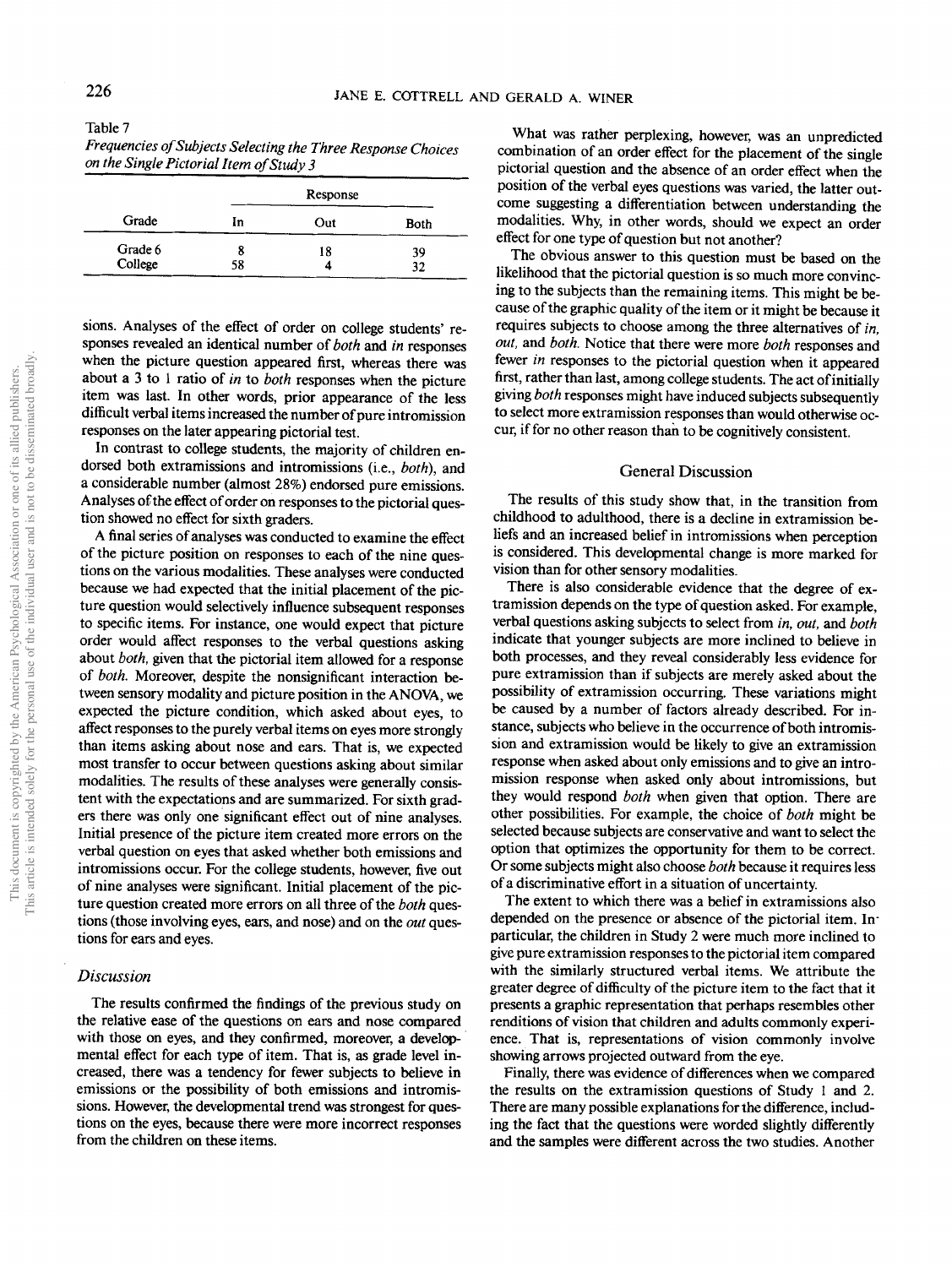Table 7
*Frequencies of Subjects Selecting the Three Response Choices on the Single Pictorial Item of Study 3*

| Grade | Response | | |
|---|---|---|---|
| | In | Out | Both |
| Grade 6 | 8 | 18 | 39 |
| College | 58 | 4 | 32 |

sions. Analyses of the effect of order on college students' responses revealed an identical number of *both* and *in* responses when the picture question appeared first, whereas there was about a 3 to 1 ratio of *in* to *both* responses when the picture item was last. In other words, prior appearance of the less difficult verbal items increased the number of pure intromission responses on the later appearing pictorial test.

In contrast to college students, the majority of children endorsed both extramissions and intromissions (i.e., *both*), and a considerable number (almost 28%) endorsed pure emissions. Analyses of the effect of order on responses to the pictorial question showed no effect for sixth graders.

A final series of analyses was conducted to examine the effect of the picture position on responses to each of the nine questions on the various modalities. These analyses were conducted because we had expected that the initial placement of the picture question would selectively influence subsequent responses to specific items. For instance, one would expect that picture order would affect responses to the verbal questions asking about *both*, given that the pictorial item allowed for a response of *both*. Moreover, despite the nonsignificant interaction between sensory modality and picture position in the ANOVA, we expected the picture condition, which asked about eyes, to affect responses to the purely verbal items on eyes more strongly than items asking about nose and ears. That is, we expected most transfer to occur between questions asking about similar modalities. The results of these analyses were generally consistent with the expectations and are summarized. For sixth graders there was only one significant effect out of nine analyses. Initial presence of the picture item created more errors on the verbal question on eyes that asked whether both emissions and intromissions occur. For the college students, however, five out of nine analyses were significant. Initial placement of the picture question created more errors on all three of the *both* questions (those involving eyes, ears, and nose) and on the *out* questions for ears and eyes.

### Discussion

The results confirmed the findings of the previous study on the relative ease of the questions on ears and nose compared with those on eyes, and they confirmed, moreover, a developmental effect for each type of item. That is, as grade level increased, there was a tendency for fewer subjects to believe in emissions or the possibility of both emissions and intromissions. However, the developmental trend was strongest for questions on the eyes, because there were more incorrect responses from the children on these items.

What was rather perplexing, however, was an unpredicted combination of an order effect for the placement of the single pictorial question and the absence of an order effect when the position of the verbal eyes questions was varied, the latter outcome suggesting a differentiation between understanding the modalities. Why, in other words, should we expect an order effect for one type of question but not another?

The obvious answer to this question must be based on the likelihood that the pictorial question is so much more convincing to the subjects than the remaining items. This might be because of the graphic quality of the item or it might be because it requires subjects to choose among the three alternatives of *in*, *out*, and *both*. Notice that there were more *both* responses and fewer *in* responses to the pictorial question when it appeared first, rather than last, among college students. The act of initially giving *both* responses might have induced subjects subsequently to select more extramission responses than would otherwise occur, if for no other reason than to be cognitively consistent.

## General Discussion

The results of this study show that, in the transition from childhood to adulthood, there is a decline in extramission beliefs and an increased belief in intromissions when perception is considered. This developmental change is more marked for vision than for other sensory modalities.

There is also considerable evidence that the degree of extramission depends on the type of question asked. For example, verbal questions asking subjects to select from *in*, *out*, and *both* indicate that younger subjects are more inclined to believe in both processes, and they reveal considerably less evidence for pure extramission than if subjects are merely asked about the possibility of extramission occurring. These variations might be caused by a number of factors already described. For instance, subjects who believe in the occurrence of both intromission and extramission would be likely to give an extramission response when asked about only emissions and to give an intromission response when asked only about intromissions, but they would respond *both* when given that option. There are other possibilities. For example, the choice of *both* might be selected because subjects are conservative and want to select the option that optimizes the opportunity for them to be correct. Or some subjects might also choose *both* because it requires less of a discriminative effort in a situation of uncertainty.

The extent to which there was a belief in extramissions also depended on the presence or absence of the pictorial item. In particular, the children in Study 2 were much more inclined to give pure extramission responses to the pictorial item compared with the similarly structured verbal items. We attribute the greater degree of difficulty of the picture item to the fact that it presents a graphic representation that perhaps resembles other renditions of vision that children and adults commonly experience. That is, representations of vision commonly involve showing arrows projected outward from the eye.

Finally, there was evidence of differences when we compared the results on the extramission questions of Study 1 and 2. There are many possible explanations for the difference, including the fact that the questions were worded slightly differently and the samples were different across the two studies. Another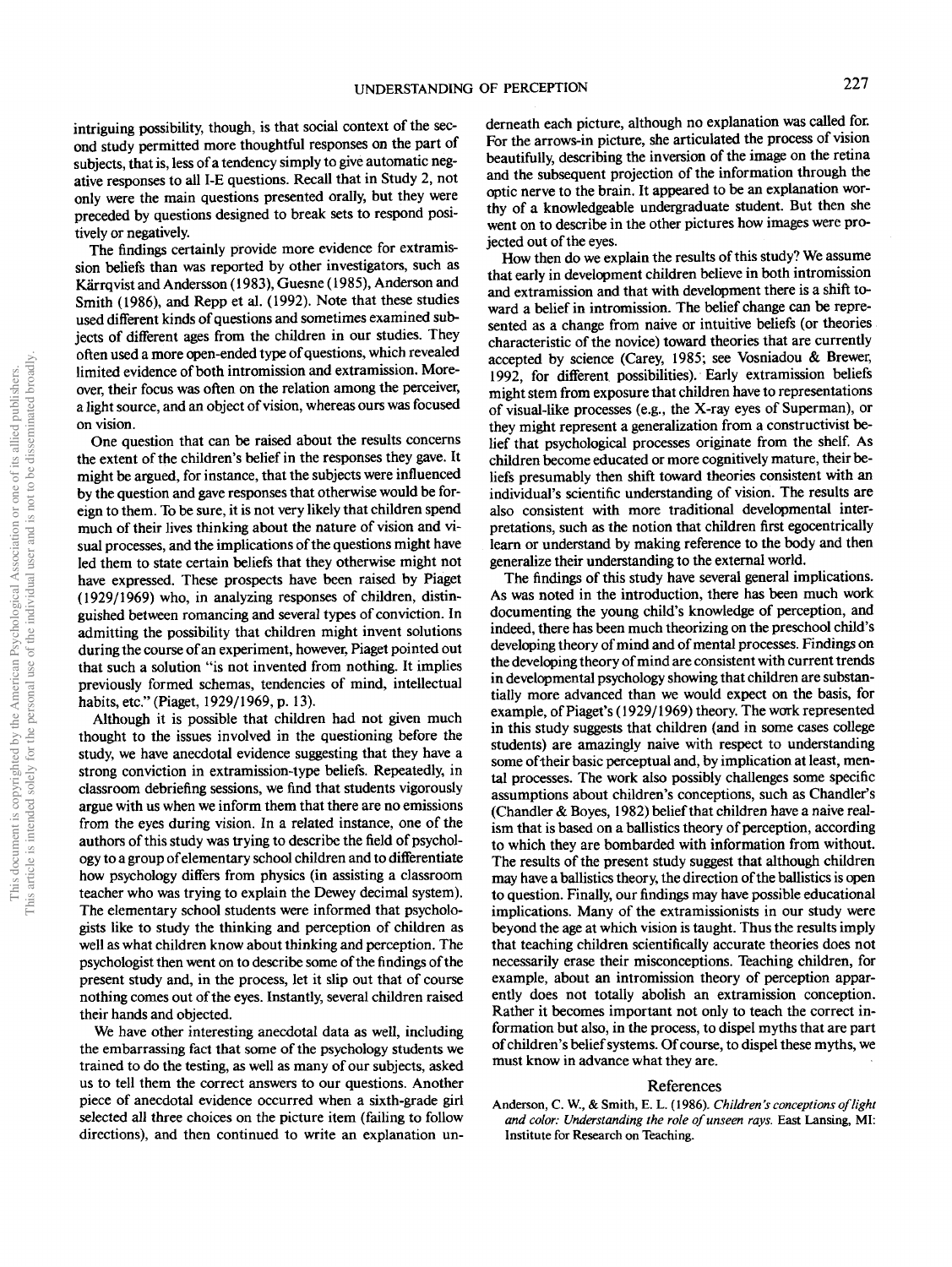intriguing possibility, though, is that social context of the second study permitted more thoughtful responses on the part of subjects, that is, less of a tendency simply to give automatic negative responses to all I-E questions. Recall that in Study 2, not only were the main questions presented orally, but they were preceded by questions designed to break sets to respond positively or negatively.

The findings certainly provide more evidence for extramission beliefs than was reported by other investigators, such as Kärrqvist and Andersson (1983), Guesne (1985), Anderson and Smith (1986), and Repp et al. (1992). Note that these studies used different kinds of questions and sometimes examined subjects of different ages from the children in our studies. They often used a more open-ended type of questions, which revealed limited evidence of both intromission and extramission. Moreover, their focus was often on the relation among the perceiver, a light source, and an object of vision, whereas ours was focused on vision.

One question that can be raised about the results concerns the extent of the children's belief in the responses they gave. It might be argued, for instance, that the subjects were influenced by the question and gave responses that otherwise would be foreign to them. To be sure, it is not very likely that children spend much of their lives thinking about the nature of vision and visual processes, and the implications of the questions might have led them to state certain beliefs that they otherwise might not have expressed. These prospects have been raised by Piaget (1929/1969) who, in analyzing responses of children, distinguished between romancing and several types of conviction. In admitting the possibility that children might invent solutions during the course of an experiment, however, Piaget pointed out that such a solution "is not invented from nothing. It implies previously formed schemas, tendencies of mind, intellectual habits, etc." (Piaget, 1929/1969, p. 13).

Although it is possible that children had not given much thought to the issues involved in the questioning before the study, we have anecdotal evidence suggesting that they have a strong conviction in extramission-type beliefs. Repeatedly, in classroom debriefing sessions, we find that students vigorously argue with us when we inform them that there are no emissions from the eyes during vision. In a related instance, one of the authors of this study was trying to describe the field of psychology to a group of elementary school children and to differentiate how psychology differs from physics (in assisting a classroom teacher who was trying to explain the Dewey decimal system). The elementary school students were informed that psychologists like to study the thinking and perception of children as well as what children know about thinking and perception. The psychologist then went on to describe some of the findings of the present study and, in the process, let it slip out that of course nothing comes out of the eyes. Instantly, several children raised their hands and objected.

We have other interesting anecdotal data as well, including the embarrassing fact that some of the psychology students we trained to do the testing, as well as many of our subjects, asked us to tell them the correct answers to our questions. Another piece of anecdotal evidence occurred when a sixth-grade girl selected all three choices on the picture item (failing to follow directions), and then continued to write an explanation underneath each picture, although no explanation was called for. For the arrows-in picture, she articulated the process of vision beautifully, describing the inversion of the image on the retina and the subsequent projection of the information through the optic nerve to the brain. It appeared to be an explanation worthy of a knowledgeable undergraduate student. But then she went on to describe in the other pictures how images were projected out of the eyes.

How then do we explain the results of this study? We assume that early in development children believe in both intromission and extramission and that with development there is a shift toward a belief in intromission. The belief change can be represented as a change from naive or intuitive beliefs (or theories characteristic of the novice) toward theories that are currently accepted by science (Carey, 1985; see Vosniadou & Brewer, 1992, for different possibilities). Early extramission beliefs might stem from exposure that children have to representations of visual-like processes (e.g., the X-ray eyes of Superman), or they might represent a generalization from a constructivist belief that psychological processes originate from the shelf. As children become educated or more cognitively mature, their beliefs presumably then shift toward theories consistent with an individual's scientific understanding of vision. The results are also consistent with more traditional developmental interpretations, such as the notion that children first egocentrically learn or understand by making reference to the body and then generalize their understanding to the external world.

The findings of this study have several general implications. As was noted in the introduction, there has been much work documenting the young child's knowledge of perception, and indeed, there has been much theorizing on the preschool child's developing theory of mind and of mental processes. Findings on the developing theory of mind are consistent with current trends in developmental psychology showing that children are substantially more advanced than we would expect on the basis, for example, of Piaget's (1929/1969) theory. The work represented in this study suggests that children (and in some cases college students) are amazingly naive with respect to understanding some of their basic perceptual and, by implication at least, mental processes. The work also possibly challenges some specific assumptions about children's conceptions, such as Chandler's (Chandler & Boyes, 1982) belief that children have a naive realism that is based on a ballistics theory of perception, according to which they are bombarded with information from without. The results of the present study suggest that although children may have a ballistics theory, the direction of the ballistics is open to question. Finally, our findings may have possible educational implications. Many of the extramissionists in our study were beyond the age at which vision is taught. Thus the results imply that teaching children scientifically accurate theories does not necessarily erase their misconceptions. Teaching children, for example, about an intromission theory of perception apparently does not totally abolish an extramission conception. Rather it becomes important not only to teach the correct information but also, in the process, to dispel myths that are part of children's belief systems. Of course, to dispel these myths, we must know in advance what they are.

## References

Anderson, C. W., & Smith, E. L. (1986). *Children's conceptions of light and color: Understanding the role of unseen rays.* East Lansing, MI: Institute for Research on Teaching.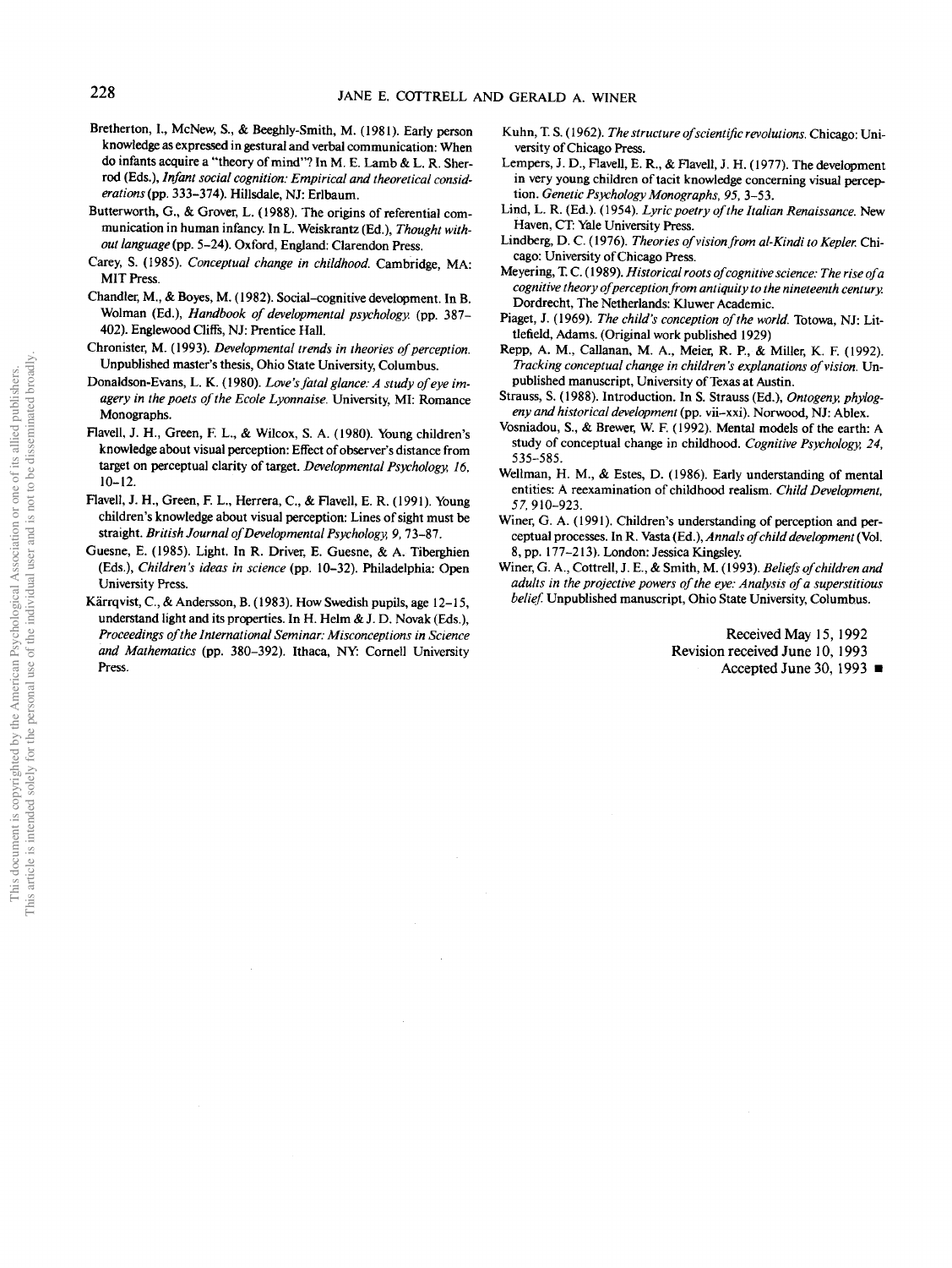Bretherton, I., McNew, S., & Beeghly-Smith, M. (1981). Early person knowledge as expressed in gestural and verbal communication: When do infants acquire a "theory of mind"? In M. E. Lamb & L. R. Sherrod (Eds.), *Infant social cognition: Empirical and theoretical considerations* (pp. 333–374). Hillsdale, NJ: Erlbaum.

Butterworth, G., & Grover, L. (1988). The origins of referential communication in human infancy. In L. Weiskrantz (Ed.), *Thought without language* (pp. 5–24). Oxford, England: Clarendon Press.

Carey, S. (1985). *Conceptual change in childhood.* Cambridge, MA: MIT Press.

Chandler, M., & Boyes, M. (1982). Social–cognitive development. In B. Wolman (Ed.), *Handbook of developmental psychology.* (pp. 387–402). Englewood Cliffs, NJ: Prentice Hall.

Chronister, M. (1993). *Developmental trends in theories of perception.* Unpublished master's thesis, Ohio State University, Columbus.

Donaldson-Evans, L. K. (1980). *Love's fatal glance: A study of eye imagery in the poets of the Ecole Lyonnaise.* University, MI: Romance Monographs.

Flavell, J. H., Green, F. L., & Wilcox, S. A. (1980). Young children's knowledge about visual perception: Effect of observer's distance from target on perceptual clarity of target. *Developmental Psychology, 16,* 10–12.

Flavell, J. H., Green, F. L., Herrera, C., & Flavell, E. R. (1991). Young children's knowledge about visual perception: Lines of sight must be straight. *British Journal of Developmental Psychology, 9,* 73–87.

Guesne, E. (1985). Light. In R. Driver, E. Guesne, & A. Tiberghien (Eds.), *Children's ideas in science* (pp. 10–32). Philadelphia: Open University Press.

Kärrqvist, C., & Andersson, B. (1983). How Swedish pupils, age 12–15, understand light and its properties. In H. Helm & J. D. Novak (Eds.), *Proceedings of the International Seminar: Misconceptions in Science and Mathematics* (pp. 380–392). Ithaca, NY: Cornell University Press.

Kuhn, T. S. (1962). *The structure of scientific revolutions.* Chicago: University of Chicago Press.

Lempers, J. D., Flavell, E. R., & Flavell, J. H. (1977). The development in very young children of tacit knowledge concerning visual perception. *Genetic Psychology Monographs, 95,* 3–53.

Lind, L. R. (Ed.). (1954). *Lyric poetry of the Italian Renaissance.* New Haven, CT: Yale University Press.

Lindberg, D. C. (1976). *Theories of vision from al-Kindi to Kepler.* Chicago: University of Chicago Press.

Meyering, T. C. (1989). *Historical roots of cognitive science: The rise of a cognitive theory of perception from antiquity to the nineteenth century.* Dordrecht, The Netherlands: Kluwer Academic.

Piaget, J. (1969). *The child's conception of the world.* Totowa, NJ: Littlefield, Adams. (Original work published 1929)

Repp, A. M., Callanan, M. A., Meier, R. P., & Miller, K. F. (1992). *Tracking conceptual change in children's explanations of vision.* Unpublished manuscript, University of Texas at Austin.

Strauss, S. (1988). Introduction. In S. Strauss (Ed.), *Ontogeny, phylogeny and historical development* (pp. vii–xxi). Norwood, NJ: Ablex.

Vosniadou, S., & Brewer, W. F. (1992). Mental models of the earth: A study of conceptual change in childhood. *Cognitive Psychology, 24,* 535–585.

Wellman, H. M., & Estes, D. (1986). Early understanding of mental entities: A reexamination of childhood realism. *Child Development, 57,* 910–923.

Winer, G. A. (1991). Children's understanding of perception and perceptual processes. In R. Vasta (Ed.), *Annals of child development* (Vol. 8, pp. 177–213). London: Jessica Kingsley.

Winer, G. A., Cottrell, J. E., & Smith, M. (1993). *Beliefs of children and adults in the projective powers of the eye: Analysis of a superstitious belief.* Unpublished manuscript, Ohio State University, Columbus.

Received May 15, 1992
Revision received June 10, 1993
Accepted June 30, 1993 ■